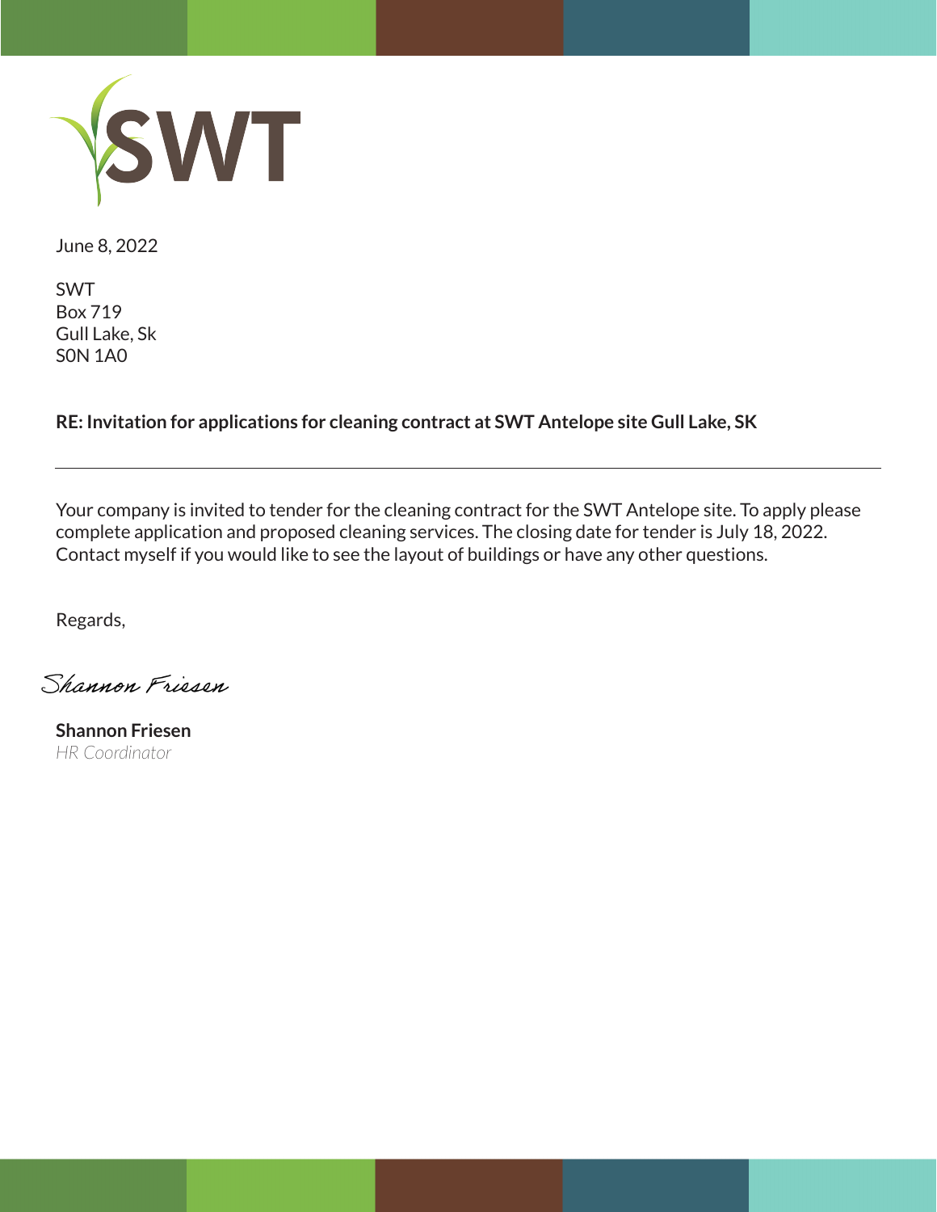SWT

June 8, 2022

SWT
Box 719
Gull Lake, Sk
S0N 1A0

**RE: Invitation for applications for cleaning contract at SWT Antelope site Gull Lake, SK**

---

Your company is invited to tender for the cleaning contract for the SWT Antelope site. To apply please complete application and proposed cleaning services. The closing date for tender is July 18, 2022. Contact myself if you would like to see the layout of buildings or have any other questions.

Regards,

Shannon Friesen

**Shannon Friesen**
*HR Coordinator*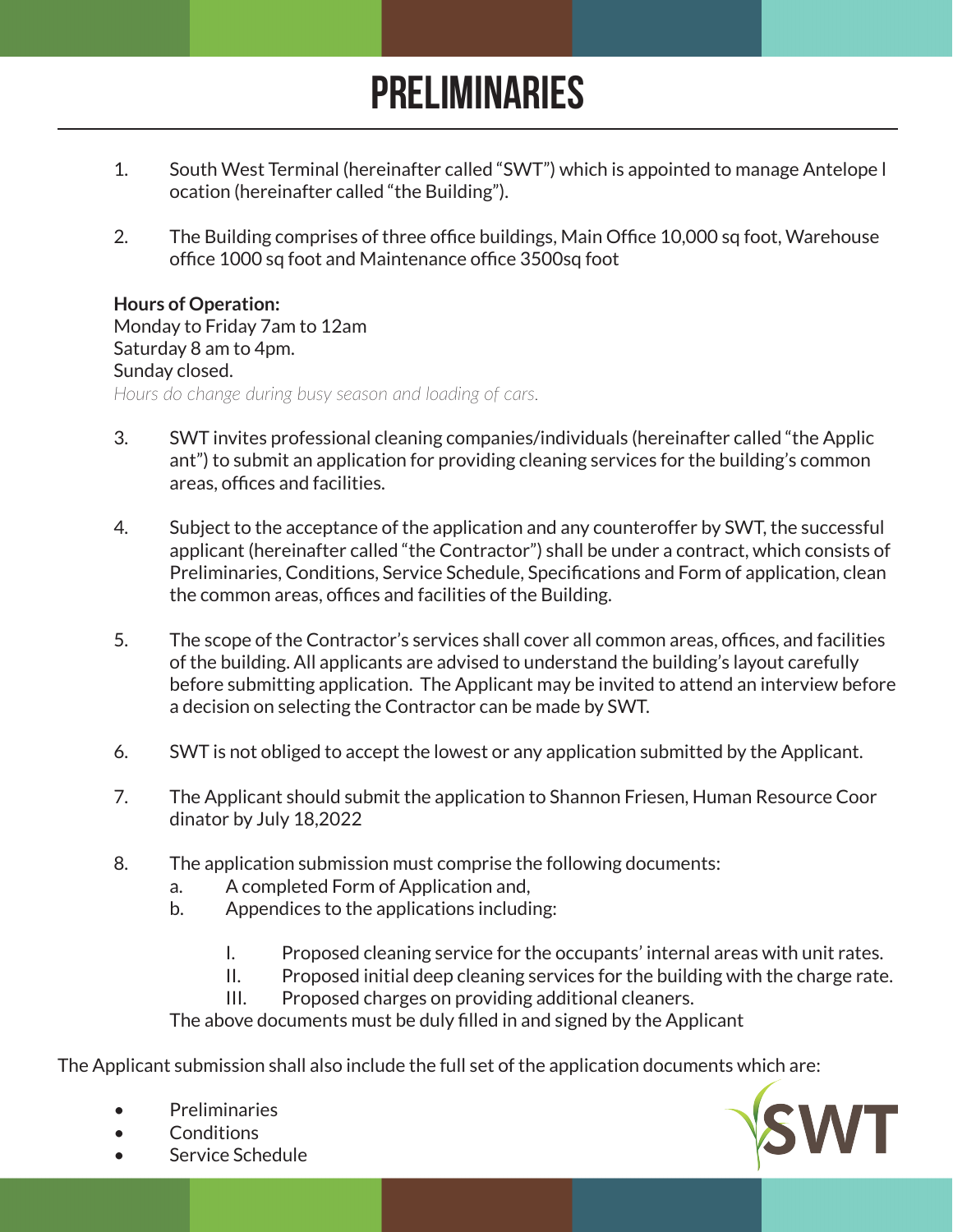# PRELIMINARIES

1. South West Terminal (hereinafter called "SWT") which is appointed to manage Antelope location (hereinafter called "the Building").

2. The Building comprises of three office buildings, Main Office 10,000 sq foot, Warehouse office 1000 sq foot and Maintenance office 3500sq foot

**Hours of Operation:**
Monday to Friday 7am to 12am
Saturday 8 am to 4pm.
Sunday closed.
*Hours do change during busy season and loading of cars.*

3. SWT invites professional cleaning companies/individuals (hereinafter called "the Applicant") to submit an application for providing cleaning services for the building's common areas, offices and facilities.

4. Subject to the acceptance of the application and any counteroffer by SWT, the successful applicant (hereinafter called "the Contractor") shall be under a contract, which consists of Preliminaries, Conditions, Service Schedule, Specifications and Form of application, clean the common areas, offices and facilities of the Building.

5. The scope of the Contractor's services shall cover all common areas, offices, and facilities of the building. All applicants are advised to understand the building's layout carefully before submitting application. The Applicant may be invited to attend an interview before a decision on selecting the Contractor can be made by SWT.

6. SWT is not obliged to accept the lowest or any application submitted by the Applicant.

7. The Applicant should submit the application to Shannon Friesen, Human Resource Coordinator by July 18,2022

8. The application submission must comprise the following documents:
   a. A completed Form of Application and,
   b. Appendices to the applications including:

      I. Proposed cleaning service for the occupants' internal areas with unit rates.
      II. Proposed initial deep cleaning services for the building with the charge rate.
      III. Proposed charges on providing additional cleaners.

   The above documents must be duly filled in and signed by the Applicant

The Applicant submission shall also include the full set of the application documents which are:

- Preliminaries
- Conditions
- Service Schedule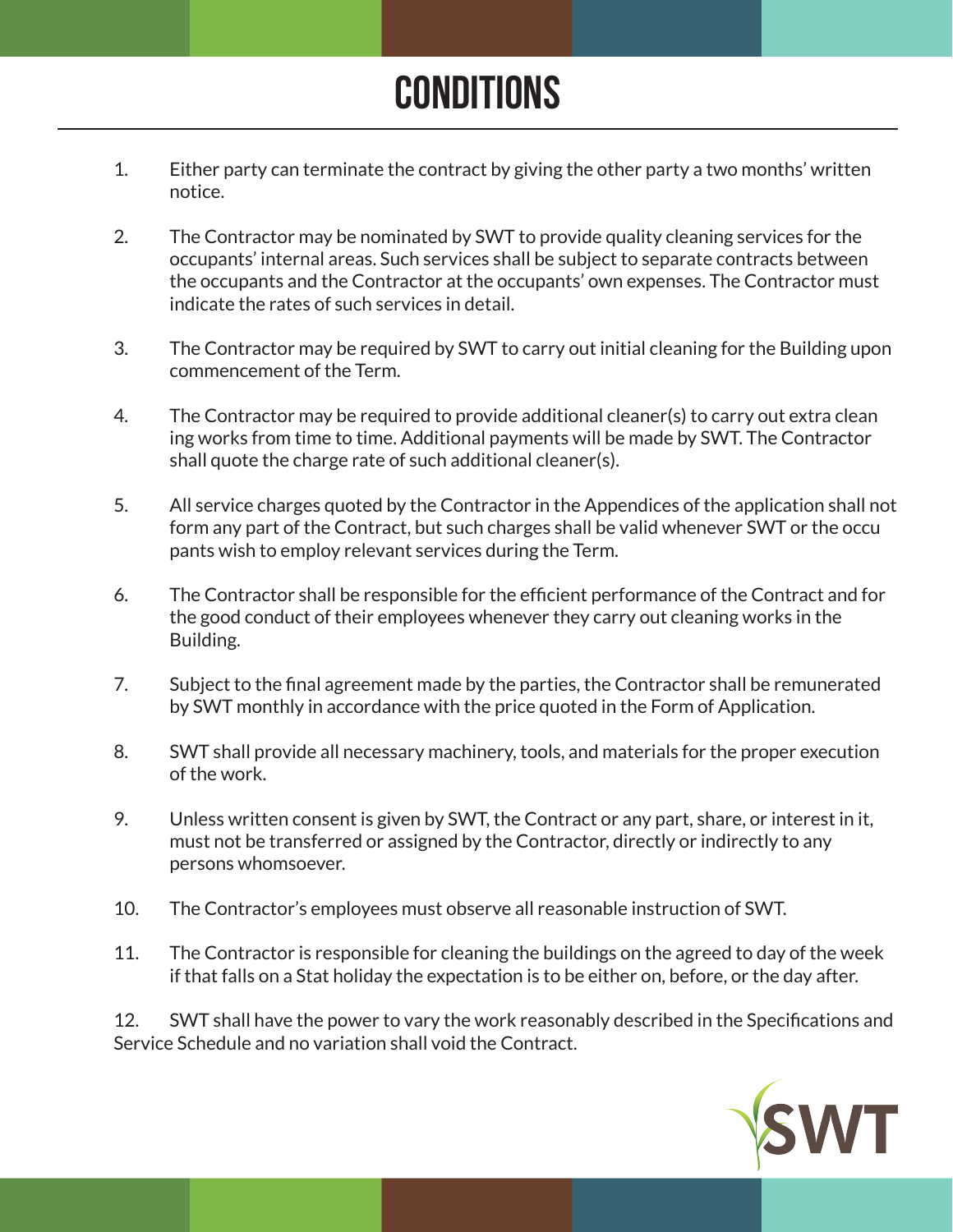# CONDITIONS

1. Either party can terminate the contract by giving the other party a two months' written notice.

2. The Contractor may be nominated by SWT to provide quality cleaning services for the occupants' internal areas. Such services shall be subject to separate contracts between the occupants and the Contractor at the occupants' own expenses. The Contractor must indicate the rates of such services in detail.

3. The Contractor may be required by SWT to carry out initial cleaning for the Building upon commencement of the Term.

4. The Contractor may be required to provide additional cleaner(s) to carry out extra cleaning works from time to time. Additional payments will be made by SWT. The Contractor shall quote the charge rate of such additional cleaner(s).

5. All service charges quoted by the Contractor in the Appendices of the application shall not form any part of the Contract, but such charges shall be valid whenever SWT or the occupants wish to employ relevant services during the Term.

6. The Contractor shall be responsible for the efficient performance of the Contract and for the good conduct of their employees whenever they carry out cleaning works in the Building.

7. Subject to the final agreement made by the parties, the Contractor shall be remunerated by SWT monthly in accordance with the price quoted in the Form of Application.

8. SWT shall provide all necessary machinery, tools, and materials for the proper execution of the work.

9. Unless written consent is given by SWT, the Contract or any part, share, or interest in it, must not be transferred or assigned by the Contractor, directly or indirectly to any persons whomsoever.

10. The Contractor's employees must observe all reasonable instruction of SWT.

11. The Contractor is responsible for cleaning the buildings on the agreed to day of the week if that falls on a Stat holiday the expectation is to be either on, before, or the day after.

12. SWT shall have the power to vary the work reasonably described in the Specifications and Service Schedule and no variation shall void the Contract.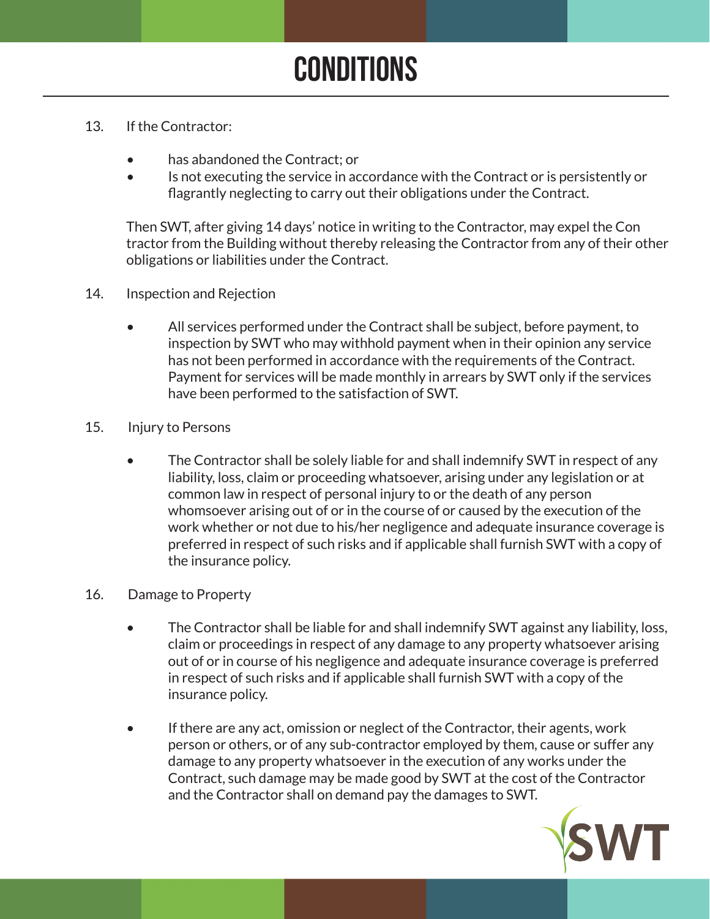# CONDITIONS

13. If the Contractor:

    - has abandoned the Contract; or
    - Is not executing the service in accordance with the Contract or is persistently or flagrantly neglecting to carry out their obligations under the Contract.

    Then SWT, after giving 14 days' notice in writing to the Contractor, may expel the Con tractor from the Building without thereby releasing the Contractor from any of their other obligations or liabilities under the Contract.

14. Inspection and Rejection

    - All services performed under the Contract shall be subject, before payment, to inspection by SWT who may withhold payment when in their opinion any service has not been performed in accordance with the requirements of the Contract. Payment for services will be made monthly in arrears by SWT only if the services have been performed to the satisfaction of SWT.

15. Injury to Persons

    - The Contractor shall be solely liable for and shall indemnify SWT in respect of any liability, loss, claim or proceeding whatsoever, arising under any legislation or at common law in respect of personal injury to or the death of any person whomsoever arising out of or in the course of or caused by the execution of the work whether or not due to his/her negligence and adequate insurance coverage is preferred in respect of such risks and if applicable shall furnish SWT with a copy of the insurance policy.

16. Damage to Property

    - The Contractor shall be liable for and shall indemnify SWT against any liability, loss, claim or proceedings in respect of any damage to any property whatsoever arising out of or in course of his negligence and adequate insurance coverage is preferred in respect of such risks and if applicable shall furnish SWT with a copy of the insurance policy.
    - If there are any act, omission or neglect of the Contractor, their agents, work person or others, or of any sub-contractor employed by them, cause or suffer any damage to any property whatsoever in the execution of any works under the Contract, such damage may be made good by SWT at the cost of the Contractor and the Contractor shall on demand pay the damages to SWT.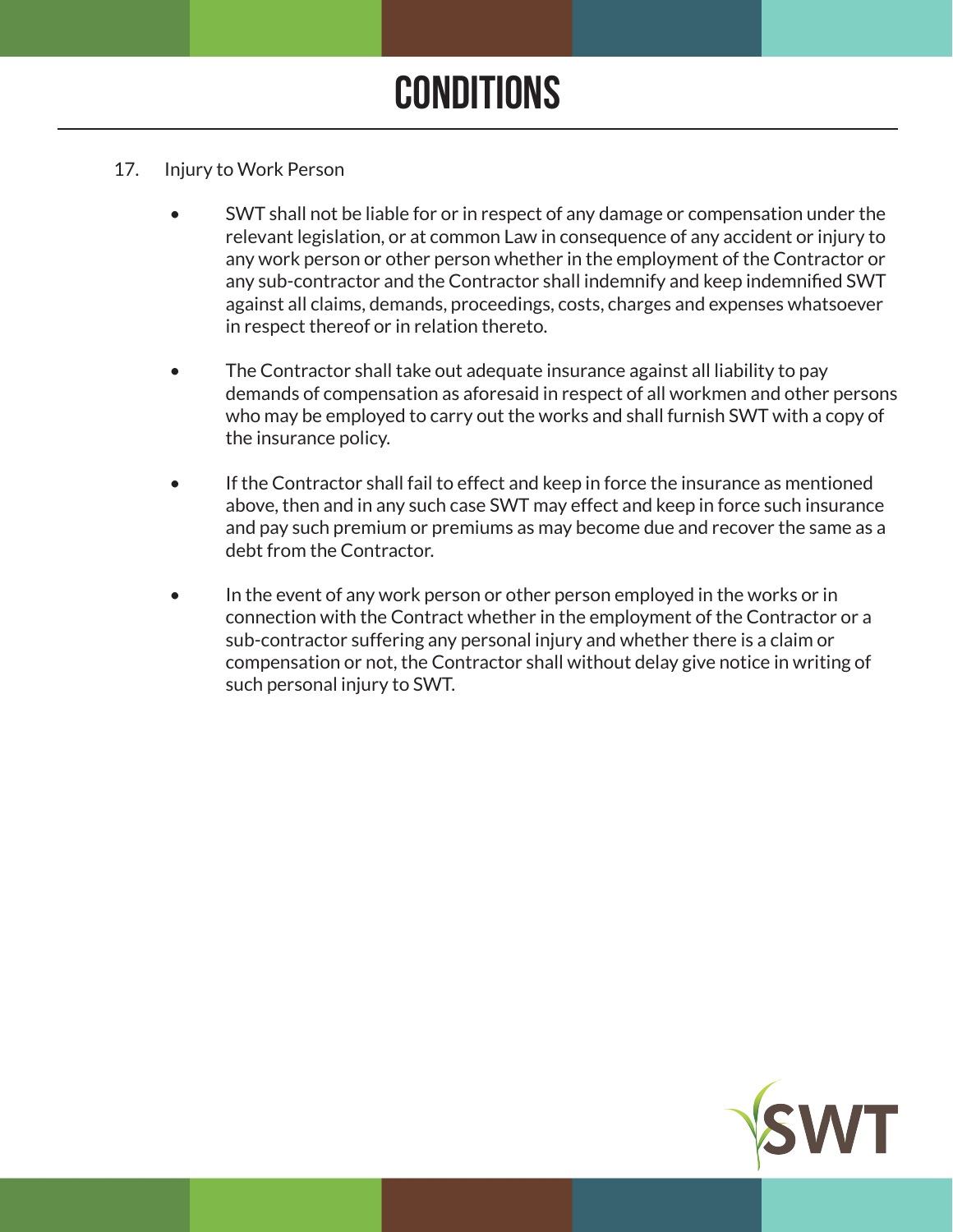# CONDITIONS

17. Injury to Work Person

- SWT shall not be liable for or in respect of any damage or compensation under the relevant legislation, or at common Law in consequence of any accident or injury to any work person or other person whether in the employment of the Contractor or any sub-contractor and the Contractor shall indemnify and keep indemnified SWT against all claims, demands, proceedings, costs, charges and expenses whatsoever in respect thereof or in relation thereto.

- The Contractor shall take out adequate insurance against all liability to pay demands of compensation as aforesaid in respect of all workmen and other persons who may be employed to carry out the works and shall furnish SWT with a copy of the insurance policy.

- If the Contractor shall fail to effect and keep in force the insurance as mentioned above, then and in any such case SWT may effect and keep in force such insurance and pay such premium or premiums as may become due and recover the same as a debt from the Contractor.

- In the event of any work person or other person employed in the works or in connection with the Contract whether in the employment of the Contractor or a sub-contractor suffering any personal injury and whether there is a claim or compensation or not, the Contractor shall without delay give notice in writing of such personal injury to SWT.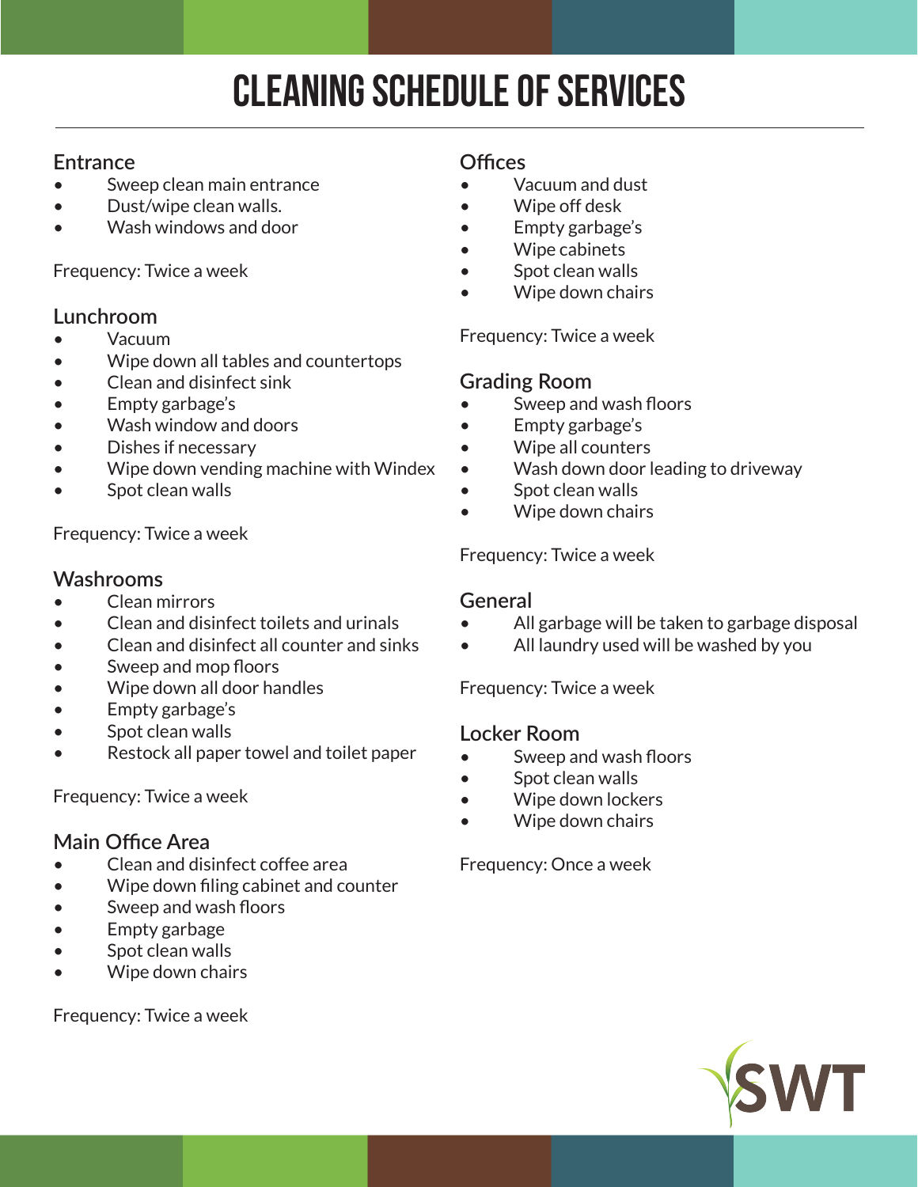# CLEANING SCHEDULE OF SERVICES

## Entrance

- Sweep clean main entrance
- Dust/wipe clean walls.
- Wash windows and door

Frequency: Twice a week

## Lunchroom

- Vacuum
- Wipe down all tables and countertops
- Clean and disinfect sink
- Empty garbage's
- Wash window and doors
- Dishes if necessary
- Wipe down vending machine with Windex
- Spot clean walls

Frequency: Twice a week

## Washrooms

- Clean mirrors
- Clean and disinfect toilets and urinals
- Clean and disinfect all counter and sinks
- Sweep and mop floors
- Wipe down all door handles
- Empty garbage's
- Spot clean walls
- Restock all paper towel and toilet paper

Frequency: Twice a week

## Main Office Area

- Clean and disinfect coffee area
- Wipe down filing cabinet and counter
- Sweep and wash floors
- Empty garbage
- Spot clean walls
- Wipe down chairs

Frequency: Twice a week

## Offices

- Vacuum and dust
- Wipe off desk
- Empty garbage's
- Wipe cabinets
- Spot clean walls
- Wipe down chairs

Frequency: Twice a week

## Grading Room

- Sweep and wash floors
- Empty garbage's
- Wipe all counters
- Wash down door leading to driveway
- Spot clean walls
- Wipe down chairs

Frequency: Twice a week

## General

- All garbage will be taken to garbage disposal
- All laundry used will be washed by you

Frequency: Twice a week

## Locker Room

- Sweep and wash floors
- Spot clean walls
- Wipe down lockers
- Wipe down chairs

Frequency: Once a week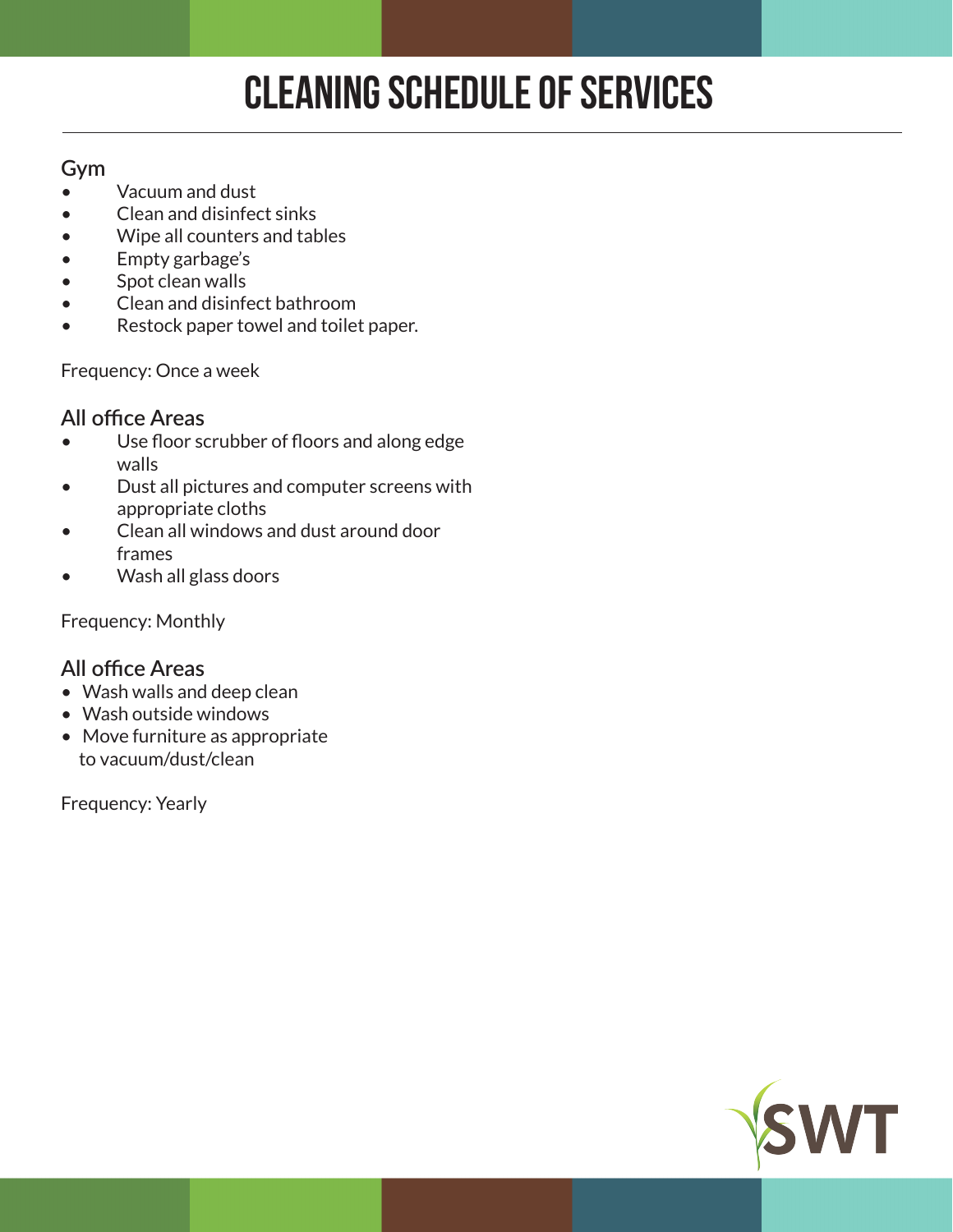# CLEANING SCHEDULE OF SERVICES

## Gym

- Vacuum and dust
- Clean and disinfect sinks
- Wipe all counters and tables
- Empty garbage's
- Spot clean walls
- Clean and disinfect bathroom
- Restock paper towel and toilet paper.

Frequency: Once a week

## All office Areas

- Use floor scrubber of floors and along edge walls
- Dust all pictures and computer screens with appropriate cloths
- Clean all windows and dust around door frames
- Wash all glass doors

Frequency: Monthly

## All office Areas

- Wash walls and deep clean
- Wash outside windows
- Move furniture as appropriate to vacuum/dust/clean

Frequency: Yearly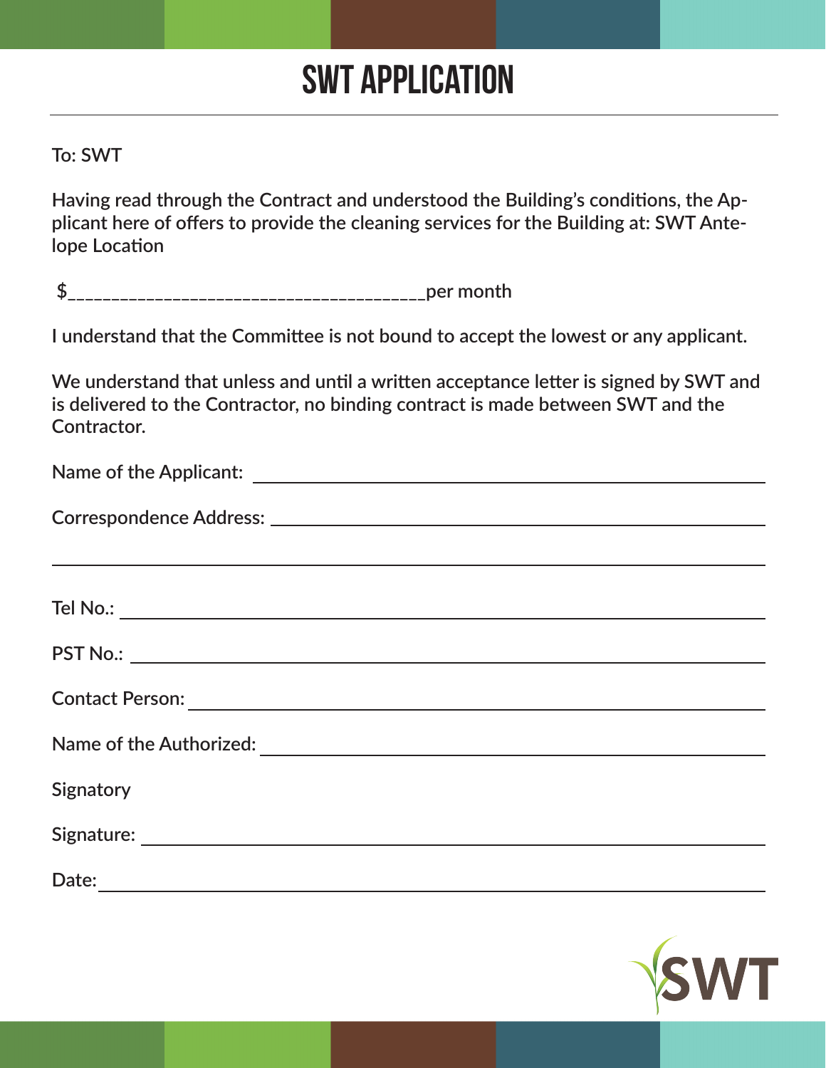# SWT APPLICATION

To: SWT

Having read through the Contract and understood the Building's conditions, the Applicant here of offers to provide the cleaning services for the Building at: SWT Antelope Location

$______________________________________per month

I understand that the Committee is not bound to accept the lowest or any applicant.

We understand that unless and until a written acceptance letter is signed by SWT and is delivered to the Contractor, no binding contract is made between SWT and the Contractor.

Name of the Applicant: ______________________________________________

Correspondence Address: ______________________________________________

______________________________________________________________

Tel No.: ______________________________________________

PST No.: ______________________________________________

Contact Person: ______________________________________________

Name of the Authorized: ______________________________________________

Signatory

Signature: ______________________________________________

Date: ______________________________________________

SWT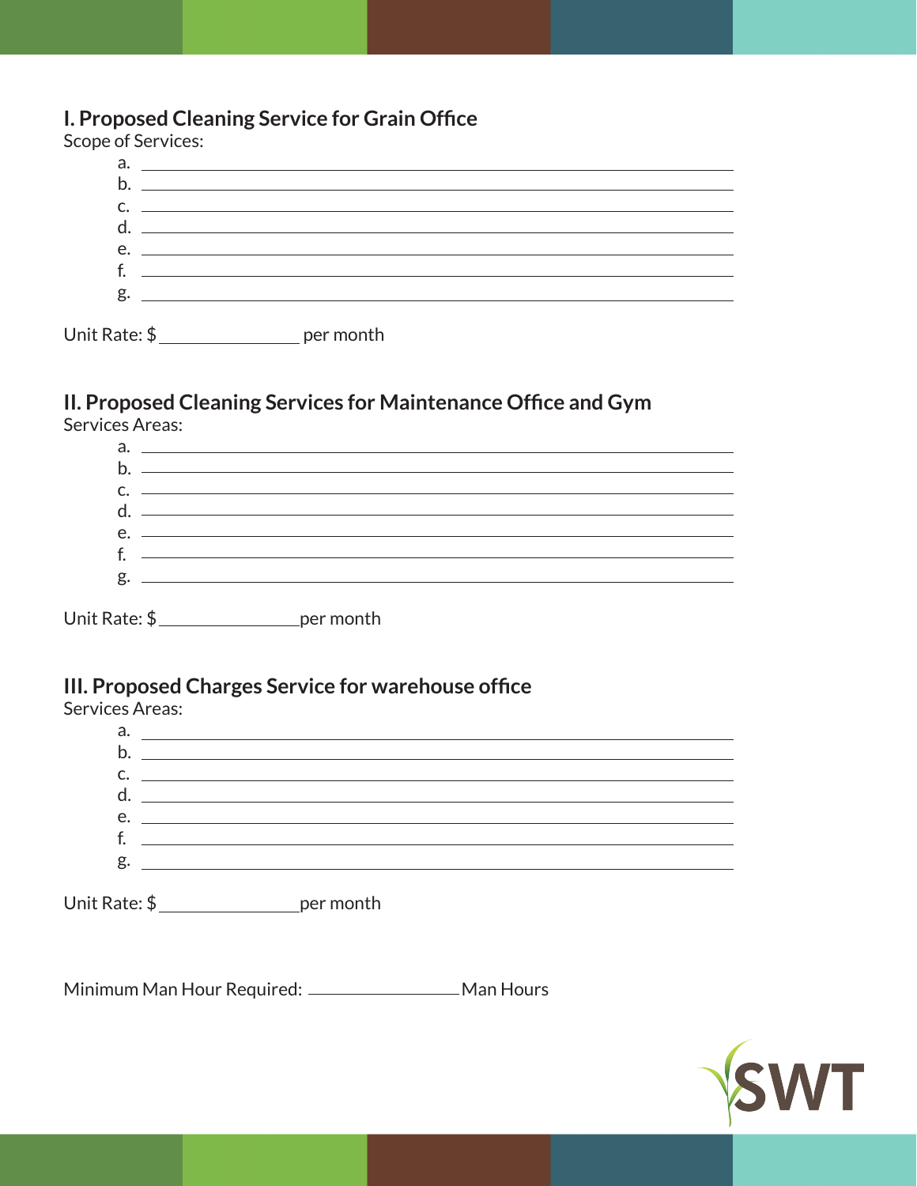## I. Proposed Cleaning Service for Grain Office

Scope of Services:

a. \_\_\_\_\_\_\_\_\_\_\_\_\_\_\_\_\_\_\_\_\_\_\_\_\_\_\_\_\_\_\_\_\_\_\_\_\_\_\_\_
b. \_\_\_\_\_\_\_\_\_\_\_\_\_\_\_\_\_\_\_\_\_\_\_\_\_\_\_\_\_\_\_\_\_\_\_\_\_\_\_\_
c. \_\_\_\_\_\_\_\_\_\_\_\_\_\_\_\_\_\_\_\_\_\_\_\_\_\_\_\_\_\_\_\_\_\_\_\_\_\_\_\_
d. \_\_\_\_\_\_\_\_\_\_\_\_\_\_\_\_\_\_\_\_\_\_\_\_\_\_\_\_\_\_\_\_\_\_\_\_\_\_\_\_
e. \_\_\_\_\_\_\_\_\_\_\_\_\_\_\_\_\_\_\_\_\_\_\_\_\_\_\_\_\_\_\_\_\_\_\_\_\_\_\_\_
f. \_\_\_\_\_\_\_\_\_\_\_\_\_\_\_\_\_\_\_\_\_\_\_\_\_\_\_\_\_\_\_\_\_\_\_\_\_\_\_\_
g. \_\_\_\_\_\_\_\_\_\_\_\_\_\_\_\_\_\_\_\_\_\_\_\_\_\_\_\_\_\_\_\_\_\_\_\_\_\_\_\_

Unit Rate: $\_\_\_\_\_\_\_\_\_\_\_\_\_\_ per month

## II. Proposed Cleaning Services for Maintenance Office and Gym

Services Areas:

a. \_\_\_\_\_\_\_\_\_\_\_\_\_\_\_\_\_\_\_\_\_\_\_\_\_\_\_\_\_\_\_\_\_\_\_\_\_\_\_\_
b. \_\_\_\_\_\_\_\_\_\_\_\_\_\_\_\_\_\_\_\_\_\_\_\_\_\_\_\_\_\_\_\_\_\_\_\_\_\_\_\_
c. \_\_\_\_\_\_\_\_\_\_\_\_\_\_\_\_\_\_\_\_\_\_\_\_\_\_\_\_\_\_\_\_\_\_\_\_\_\_\_\_
d. \_\_\_\_\_\_\_\_\_\_\_\_\_\_\_\_\_\_\_\_\_\_\_\_\_\_\_\_\_\_\_\_\_\_\_\_\_\_\_\_
e. \_\_\_\_\_\_\_\_\_\_\_\_\_\_\_\_\_\_\_\_\_\_\_\_\_\_\_\_\_\_\_\_\_\_\_\_\_\_\_\_
f. \_\_\_\_\_\_\_\_\_\_\_\_\_\_\_\_\_\_\_\_\_\_\_\_\_\_\_\_\_\_\_\_\_\_\_\_\_\_\_\_
g. \_\_\_\_\_\_\_\_\_\_\_\_\_\_\_\_\_\_\_\_\_\_\_\_\_\_\_\_\_\_\_\_\_\_\_\_\_\_\_\_

Unit Rate: $\_\_\_\_\_\_\_\_\_\_\_\_\_\_ per month

## III. Proposed Charges Service for warehouse office

Services Areas:

a. \_\_\_\_\_\_\_\_\_\_\_\_\_\_\_\_\_\_\_\_\_\_\_\_\_\_\_\_\_\_\_\_\_\_\_\_\_\_\_\_
b. \_\_\_\_\_\_\_\_\_\_\_\_\_\_\_\_\_\_\_\_\_\_\_\_\_\_\_\_\_\_\_\_\_\_\_\_\_\_\_\_
c. \_\_\_\_\_\_\_\_\_\_\_\_\_\_\_\_\_\_\_\_\_\_\_\_\_\_\_\_\_\_\_\_\_\_\_\_\_\_\_\_
d. \_\_\_\_\_\_\_\_\_\_\_\_\_\_\_\_\_\_\_\_\_\_\_\_\_\_\_\_\_\_\_\_\_\_\_\_\_\_\_\_
e. \_\_\_\_\_\_\_\_\_\_\_\_\_\_\_\_\_\_\_\_\_\_\_\_\_\_\_\_\_\_\_\_\_\_\_\_\_\_\_\_
f. \_\_\_\_\_\_\_\_\_\_\_\_\_\_\_\_\_\_\_\_\_\_\_\_\_\_\_\_\_\_\_\_\_\_\_\_\_\_\_\_
g. \_\_\_\_\_\_\_\_\_\_\_\_\_\_\_\_\_\_\_\_\_\_\_\_\_\_\_\_\_\_\_\_\_\_\_\_\_\_\_\_

Unit Rate: $\_\_\_\_\_\_\_\_\_\_\_\_\_\_ per month

Minimum Man Hour Required: \_\_\_\_\_\_\_\_\_\_\_\_\_\_ Man Hours

SWT